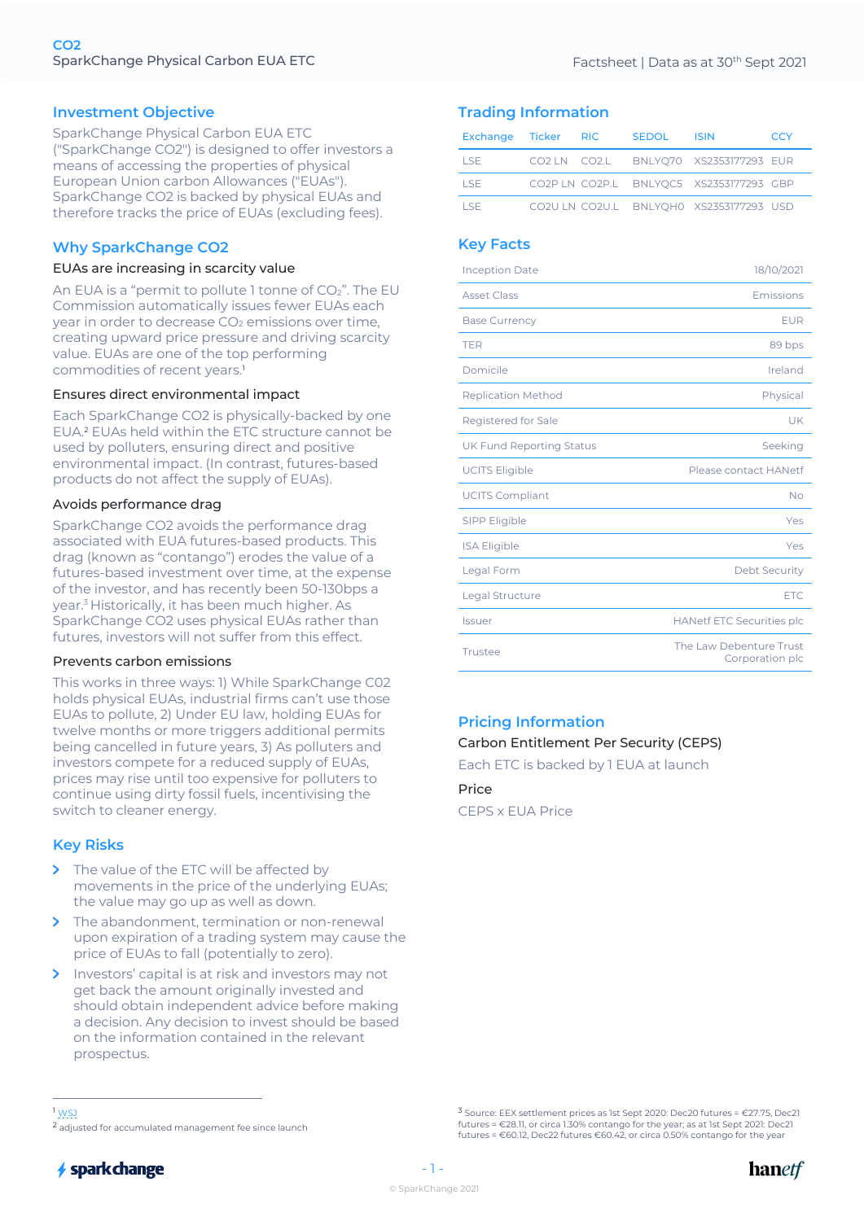# CO2

SparkChange Physical Carbon EUA ETC

Factsheet | Data as at 30th Sept 2021

## Investment Objective

SparkChange Physical Carbon EUA ETC ("SparkChange CO2") is designed to offer investors a means of accessing the properties of physical European Union carbon Allowances ("EUAs"). SparkChange CO2 is backed by physical EUAs and therefore tracks the price of EUAs (excluding fees).

## Why SparkChange CO2

### EUAs are increasing in scarcity value

An EUA is a "permit to pollute 1 tonne of $CO_2$". The EU Commission automatically issues fewer EUAs each year in order to decrease $CO_2$ emissions over time, creating upward price pressure and driving scarcity value. EUAs are one of the top performing commodities of recent years.[1]

### Ensures direct environmental impact

Each SparkChange CO2 is physically-backed by one EUA.[2] EUAs held within the ETC structure cannot be used by polluters, ensuring direct and positive environmental impact. (In contrast, futures-based products do not affect the supply of EUAs).

### Avoids performance drag

SparkChange CO2 avoids the performance drag associated with EUA futures-based products. This drag (known as "contango") erodes the value of a futures-based investment over time, at the expense of the investor, and has recently been 50-130bps a year.[3] Historically, it has been much higher. As SparkChange CO2 uses physical EUAs rather than futures, investors will not suffer from this effect.

### Prevents carbon emissions

This works in three ways: 1) While SparkChange C02 holds physical EUAs, industrial firms can't use those EUAs to pollute, 2) Under EU law, holding EUAs for twelve months or more triggers additional permits being cancelled in future years, 3) As polluters and investors compete for a reduced supply of EUAs, prices may rise until too expensive for polluters to continue using dirty fossil fuels, incentivising the switch to cleaner energy.

## Key Risks

- The value of the ETC will be affected by movements in the price of the underlying EUAs; the value may go up as well as down.
- The abandonment, termination or non-renewal upon expiration of a trading system may cause the price of EUAs to fall (potentially to zero).
- Investors' capital is at risk and investors may not get back the amount originally invested and should obtain independent advice before making a decision. Any decision to invest should be based on the information contained in the relevant prospectus.

## Trading Information

| Exchange | Ticker | RIC | SEDOL | ISIN | CCY |
|---|---|---|---|---|---|
| LSE | CO2 LN | CO2.L | BNLYQ70 | XS2353177293 | EUR |
| LSE | CO2P LN | CO2P.L | BNLYQC5 | XS2353177293 | GBP |
| LSE | CO2U LN | CO2U.L | BNLYQH0 | XS2353177293 | USD |

## Key Facts

| | |
|---|---|
| Inception Date | 18/10/2021 |
| Asset Class | Emissions |
| Base Currency | EUR |
| TER | 89 bps |
| Domicile | Ireland |
| Replication Method | Physical |
| Registered for Sale | UK |
| UK Fund Reporting Status | Seeking |
| UCITS Eligible | Please contact HANetf |
| UCITS Compliant | No |
| SIPP Eligible | Yes |
| ISA Eligible | Yes |
| Legal Form | Debt Security |
| Legal Structure | ETC |
| Issuer | HANetf ETC Securities plc |
| Trustee | The Law Debenture Trust Corporation plc |

## Pricing Information

### Carbon Entitlement Per Security (CEPS)

Each ETC is backed by 1 EUA at launch

### Price

CEPS x EUA Price

---

[1] WSJ

[2] adjusted for accumulated management fee since launch

[3] Source: EEX settlement prices as 1st Sept 2020: Dec20 futures = €27.75, Dec21 futures = €28.11, or circa 1.30% contango for the year; as at 1st Sept 2021: Dec21 futures = €60.12, Dec22 futures €60.42, or circa 0.50% contango for the year

© SparkChange 2021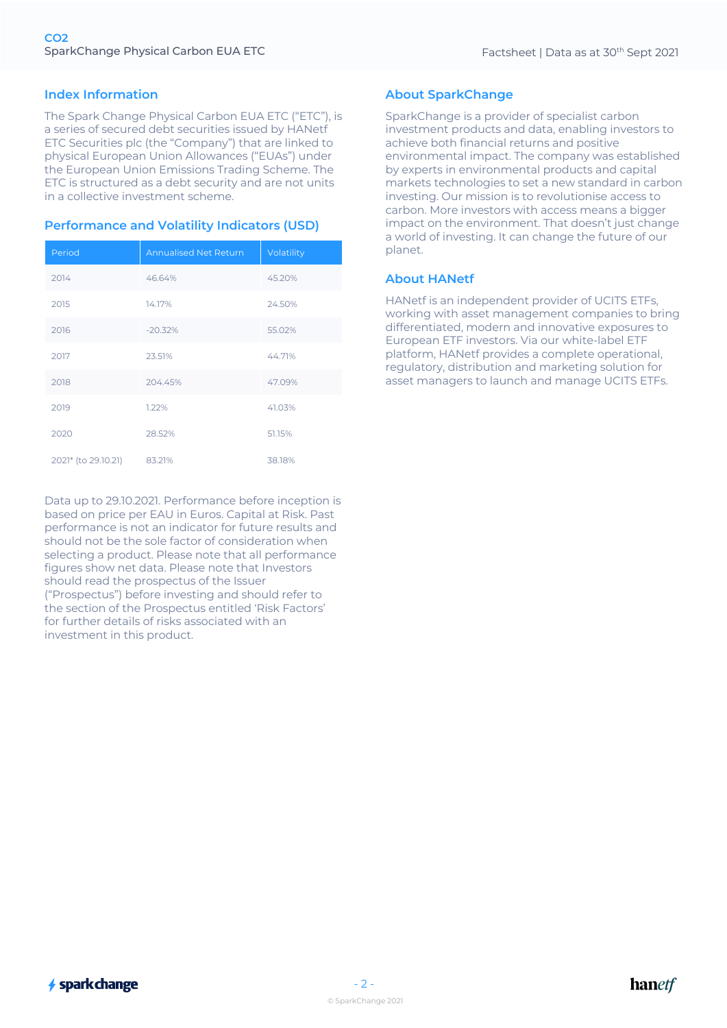## Index Information

The Spark Change Physical Carbon EUA ETC ("ETC"), is a series of secured debt securities issued by HANetf ETC Securities plc (the "Company") that are linked to physical European Union Allowances ("EUAs") under the European Union Emissions Trading Scheme. The ETC is structured as a debt security and are not units in a collective investment scheme.

## Performance and Volatility Indicators (USD)

| Period | Annualised Net Return | Volatility |
|---|---|---|
| 2014 | 46.64% | 45.20% |
| 2015 | 14.17% | 24.50% |
| 2016 | -20.32% | 55.02% |
| 2017 | 23.51% | 44.71% |
| 2018 | 204.45% | 47.09% |
| 2019 | 1.22% | 41.03% |
| 2020 | 28.52% | 51.15% |
| 2021* (to 29.10.21) | 83.21% | 38.18% |

Data up to 29.10.2021. Performance before inception is based on price per EAU in Euros. Capital at Risk. Past performance is not an indicator for future results and should not be the sole factor of consideration when selecting a product. Please note that all performance figures show net data. Please note that Investors should read the prospectus of the Issuer ("Prospectus") before investing and should refer to the section of the Prospectus entitled 'Risk Factors' for further details of risks associated with an investment in this product.

## About SparkChange

SparkChange is a provider of specialist carbon investment products and data, enabling investors to achieve both financial returns and positive environmental impact. The company was established by experts in environmental products and capital markets technologies to set a new standard in carbon investing. Our mission is to revolutionise access to carbon. More investors with access means a bigger impact on the environment. That doesn't just change a world of investing. It can change the future of our planet.

## About HANetf

HANetf is an independent provider of UCITS ETFs, working with asset management companies to bring differentiated, modern and innovative exposures to European ETF investors. Via our white-label ETF platform, HANetf provides a complete operational, regulatory, distribution and marketing solution for asset managers to launch and manage UCITS ETFs.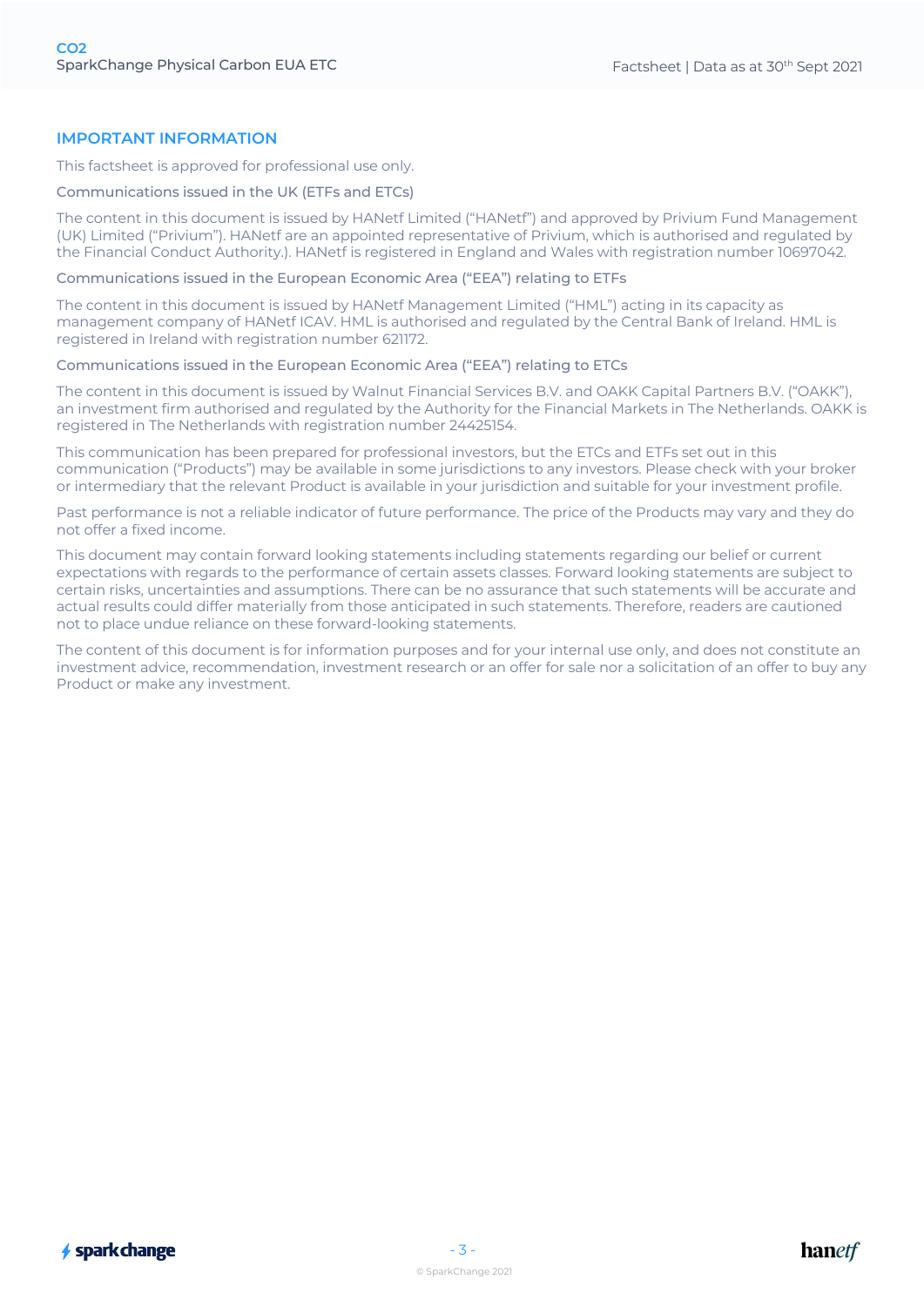## IMPORTANT INFORMATION

This factsheet is approved for professional use only.

### Communications issued in the UK (ETFs and ETCs)

The content in this document is issued by HANetf Limited ("HANetf") and approved by Privium Fund Management (UK) Limited ("Privium"). HANetf are an appointed representative of Privium, which is authorised and regulated by the Financial Conduct Authority.). HANetf is registered in England and Wales with registration number 10697042.

### Communications issued in the European Economic Area ("EEA") relating to ETFs

The content in this document is issued by HANetf Management Limited ("HML") acting in its capacity as management company of HANetf ICAV. HML is authorised and regulated by the Central Bank of Ireland. HML is registered in Ireland with registration number 621172.

### Communications issued in the European Economic Area ("EEA") relating to ETCs

The content in this document is issued by Walnut Financial Services B.V. and OAKK Capital Partners B.V. ("OAKK"), an investment firm authorised and regulated by the Authority for the Financial Markets in The Netherlands. OAKK is registered in The Netherlands with registration number 24425154.

This communication has been prepared for professional investors, but the ETCs and ETFs set out in this communication ("Products") may be available in some jurisdictions to any investors. Please check with your broker or intermediary that the relevant Product is available in your jurisdiction and suitable for your investment profile.

Past performance is not a reliable indicator of future performance. The price of the Products may vary and they do not offer a fixed income.

This document may contain forward looking statements including statements regarding our belief or current expectations with regards to the performance of certain assets classes. Forward looking statements are subject to certain risks, uncertainties and assumptions. There can be no assurance that such statements will be accurate and actual results could differ materially from those anticipated in such statements. Therefore, readers are cautioned not to place undue reliance on these forward-looking statements.

The content of this document is for information purposes and for your internal use only, and does not constitute an investment advice, recommendation, investment research or an offer for sale nor a solicitation of an offer to buy any Product or make any investment.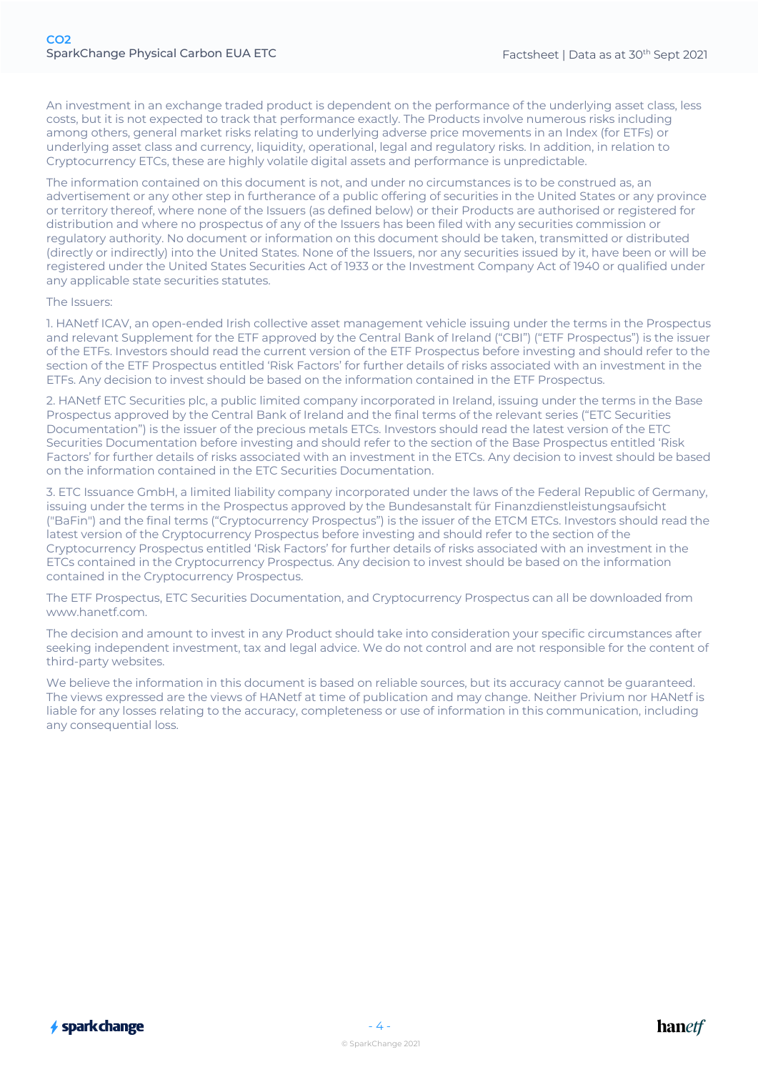An investment in an exchange traded product is dependent on the performance of the underlying asset class, less costs, but it is not expected to track that performance exactly. The Products involve numerous risks including among others, general market risks relating to underlying adverse price movements in an Index (for ETFs) or underlying asset class and currency, liquidity, operational, legal and regulatory risks. In addition, in relation to Cryptocurrency ETCs, these are highly volatile digital assets and performance is unpredictable.

The information contained on this document is not, and under no circumstances is to be construed as, an advertisement or any other step in furtherance of a public offering of securities in the United States or any province or territory thereof, where none of the Issuers (as defined below) or their Products are authorised or registered for distribution and where no prospectus of any of the Issuers has been filed with any securities commission or regulatory authority. No document or information on this document should be taken, transmitted or distributed (directly or indirectly) into the United States. None of the Issuers, nor any securities issued by it, have been or will be registered under the United States Securities Act of 1933 or the Investment Company Act of 1940 or qualified under any applicable state securities statutes.

The Issuers:

1. HANetf ICAV, an open-ended Irish collective asset management vehicle issuing under the terms in the Prospectus and relevant Supplement for the ETF approved by the Central Bank of Ireland ("CBI") ("ETF Prospectus") is the issuer of the ETFs. Investors should read the current version of the ETF Prospectus before investing and should refer to the section of the ETF Prospectus entitled 'Risk Factors' for further details of risks associated with an investment in the ETFs. Any decision to invest should be based on the information contained in the ETF Prospectus.

2. HANetf ETC Securities plc, a public limited company incorporated in Ireland, issuing under the terms in the Base Prospectus approved by the Central Bank of Ireland and the final terms of the relevant series ("ETC Securities Documentation") is the issuer of the precious metals ETCs. Investors should read the latest version of the ETC Securities Documentation before investing and should refer to the section of the Base Prospectus entitled 'Risk Factors' for further details of risks associated with an investment in the ETCs. Any decision to invest should be based on the information contained in the ETC Securities Documentation.

3. ETC Issuance GmbH, a limited liability company incorporated under the laws of the Federal Republic of Germany, issuing under the terms in the Prospectus approved by the Bundesanstalt für Finanzdienstleistungsaufsicht ("BaFin") and the final terms ("Cryptocurrency Prospectus") is the issuer of the ETCM ETCs. Investors should read the latest version of the Cryptocurrency Prospectus before investing and should refer to the section of the Cryptocurrency Prospectus entitled 'Risk Factors' for further details of risks associated with an investment in the ETCs contained in the Cryptocurrency Prospectus. Any decision to invest should be based on the information contained in the Cryptocurrency Prospectus.

The ETF Prospectus, ETC Securities Documentation, and Cryptocurrency Prospectus can all be downloaded from www.hanetf.com.

The decision and amount to invest in any Product should take into consideration your specific circumstances after seeking independent investment, tax and legal advice. We do not control and are not responsible for the content of third-party websites.

We believe the information in this document is based on reliable sources, but its accuracy cannot be guaranteed. The views expressed are the views of HANetf at time of publication and may change. Neither Privium nor HANetf is liable for any losses relating to the accuracy, completeness or use of information in this communication, including any consequential loss.